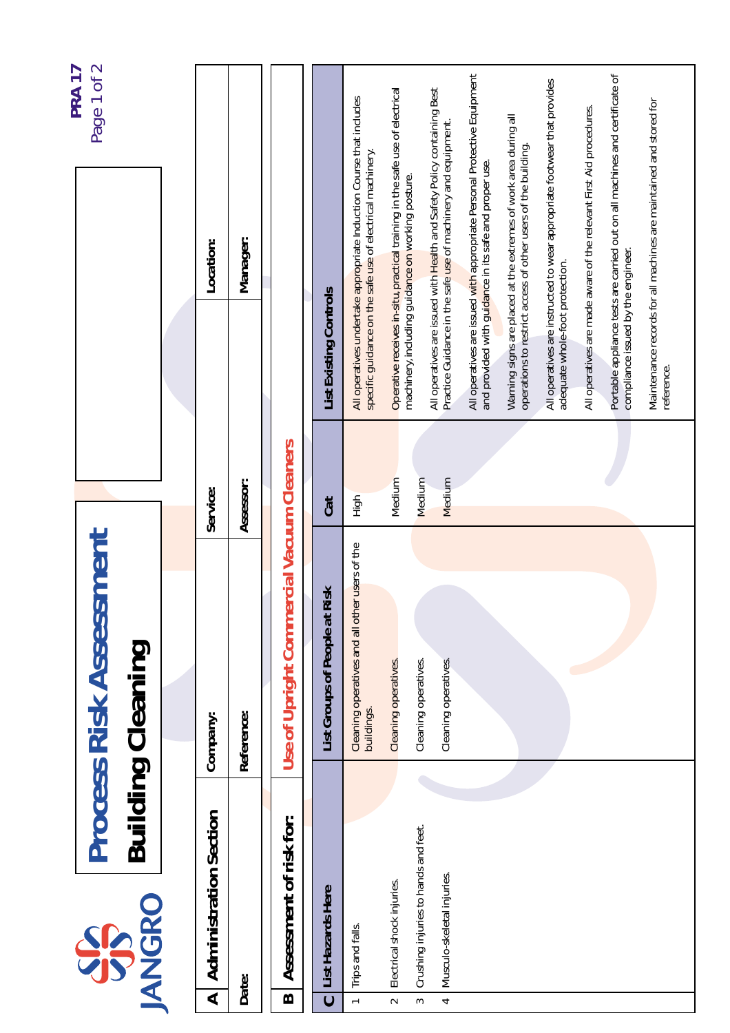JANGRO

# Process Risk Assessment

## Building Cleaning

**PRA 17**

| **A** | **Administration Section** | **Company:** | | **Service:** | | **Location:** | |
|---|---|---|---|---|---|---|---|
| | **Date:** | **Reference:** | | **Assessor:** | | **Manager:** | |

**B** **Assessment of risk for:** **Use of Upright Commercial Vacuum Cleaners**

| **C** | **List Hazards Here** | **List Groups of People at Risk** | **Cat** | **List Existing Controls** |
|---|---|---|---|---|
| 1 | Trips and falls. | Cleaning operatives and all other users of the buildings. | High | All operatives undertake appropriate Induction Course that includes specific guidance on the safe use of electrical machinery. |
| 2 | Electrical shock injuries. | Cleaning operatives. | Medium | Operative receives in-situ, practical training in the safe use of electrical machinery, including guidance on working posture. |
| 3 | Crushing injuries to hands and feet. | Cleaning operatives. | Medium | All operatives are issued with Health and Safety Policy containing Best Practice Guidance in the safe use of machinery and equipment. |
| 4 | Musculo-skeletal injuries. | Cleaning operatives. | Medium | All operatives are issued with appropriate Personal Protective Equipment and provided with guidance in its safe and proper use. |
| | | | | Warning signs are placed at the extremes of work area during all operations to restrict access of other users of the building. |
| | | | | All operatives are instructed to wear appropriate footwear that provides adequate whole-foot protection. |
| | | | | All operatives are made aware of the relevant First Aid procedures. |
| | | | | Portable appliance tests are carried out on all machines and certificate of compliance issued by the engineer. |
| | | | | Maintenance records for all machines are maintained and stored for reference. |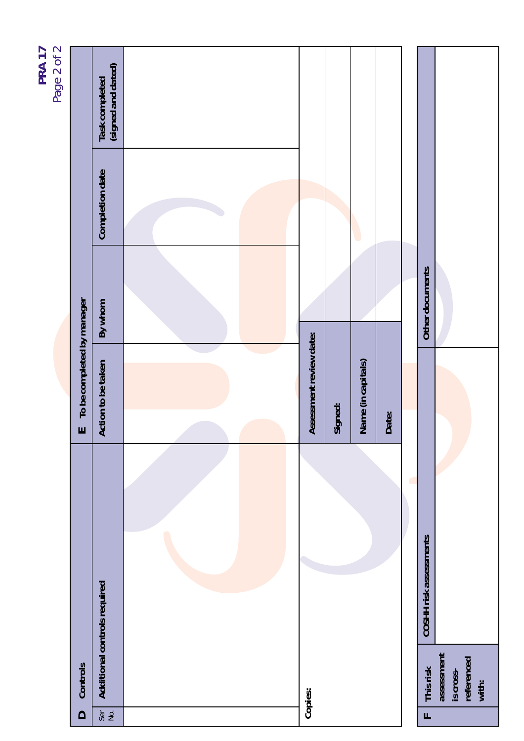| D Controls | | E To be completed by manager | | | |
|---|---|---|---|---|---|
| Ser No. | Additional controls required | Action to be taken | By whom | Completion date | Task completed (signed and dated) |
| | | | | | |

| | | |
|---|---|---|
| Copies: | Assessment review date: | |
| | Signed: | |
| | Name (in capitals) | |
| | Date: | |

| F This risk assessment is cross-referenced with: | COSHH risk assessments | Other documents |
|---|---|---|
| | | |